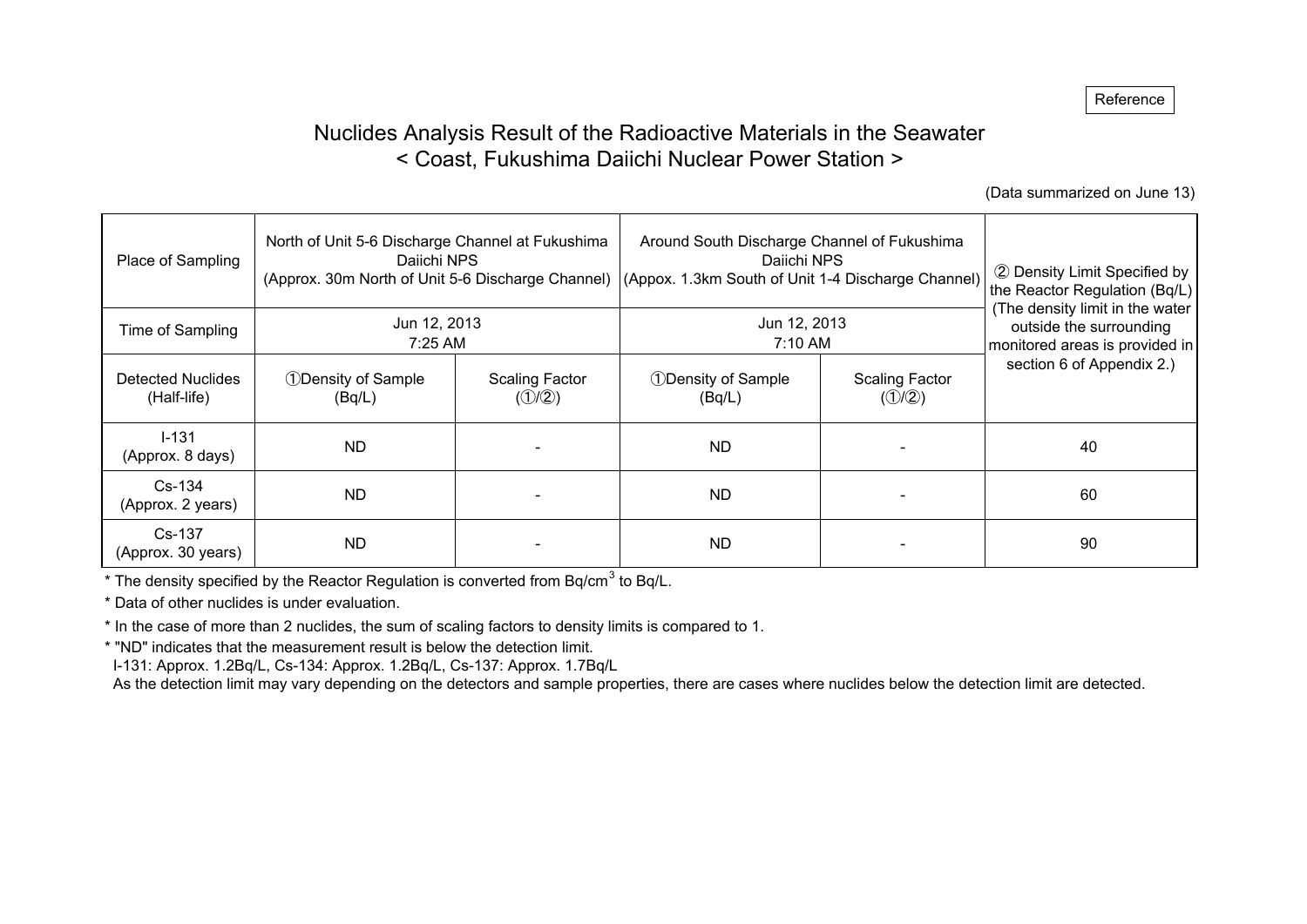Reference

# Nuclides Analysis Result of the Radioactive Materials in the Seawater
## < Coast, Fukushima Daiichi Nuclear Power Station >

(Data summarized on June 13)

| Place of Sampling | North of Unit 5-6 Discharge Channel at Fukushima Daiichi NPS (Approx. 30m North of Unit 5-6 Discharge Channel) | | Around South Discharge Channel of Fukushima Daiichi NPS (Appox. 1.3km South of Unit 1-4 Discharge Channel) | | ② Density Limit Specified by the Reactor Regulation (Bq/L) (The density limit in the water outside the surrounding monitored areas is provided in section 6 of Appendix 2.) |
|---|---|---|---|---|---|
| Time of Sampling | Jun 12, 2013 7:25 AM | | Jun 12, 2013 7:10 AM | | |
| Detected Nuclides (Half-life) | ①Density of Sample (Bq/L) | Scaling Factor (①/②) | ①Density of Sample (Bq/L) | Scaling Factor (①/②) | |
| I-131 (Approx. 8 days) | ND | - | ND | - | 40 |
| Cs-134 (Approx. 2 years) | ND | - | ND | - | 60 |
| Cs-137 (Approx. 30 years) | ND | - | ND | - | 90 |

* The density specified by the Reactor Regulation is converted from $Bq/cm^3$ to Bq/L.
* Data of other nuclides is under evaluation.
* In the case of more than 2 nuclides, the sum of scaling factors to density limits is compared to 1.
* "ND" indicates that the measurement result is below the detection limit.
  I-131: Approx. 1.2Bq/L, Cs-134: Approx. 1.2Bq/L, Cs-137: Approx. 1.7Bq/L
  As the detection limit may vary depending on the detectors and sample properties, there are cases where nuclides below the detection limit are detected.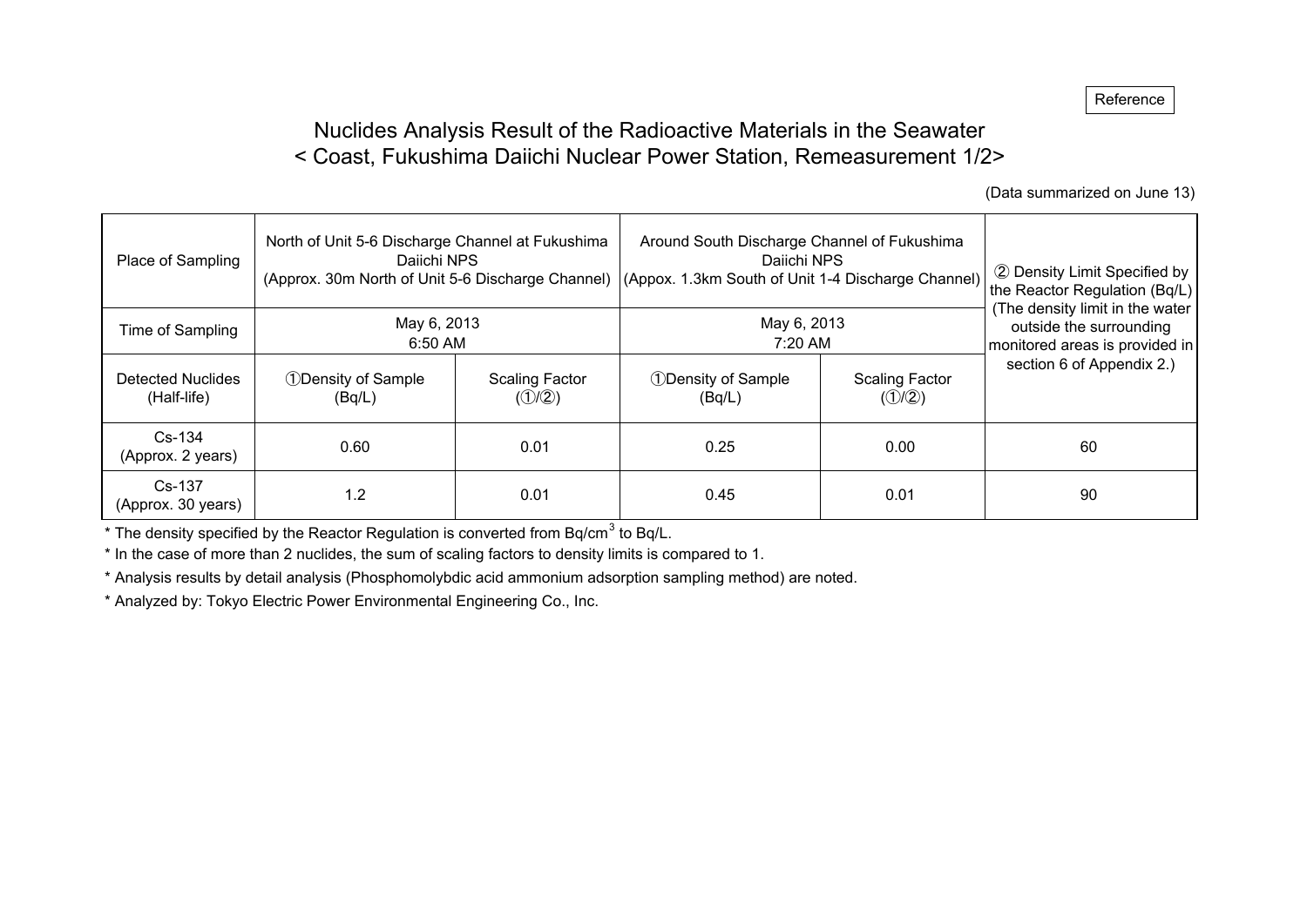Reference

# Nuclides Analysis Result of the Radioactive Materials in the Seawater
## < Coast, Fukushima Daiichi Nuclear Power Station, Remeasurement 1/2>

(Data summarized on June 13)

| Place of Sampling | North of Unit 5-6 Discharge Channel at Fukushima Daiichi NPS (Approx. 30m North of Unit 5-6 Discharge Channel) | | Around South Discharge Channel of Fukushima Daiichi NPS (Appox. 1.3km South of Unit 1-4 Discharge Channel) | | ② Density Limit Specified by the Reactor Regulation (Bq/L) (The density limit in the water outside the surrounding monitored areas is provided in section 6 of Appendix 2.) |
|---|---|---|---|---|---|
| Time of Sampling | May 6, 2013 6:50 AM | | May 6, 2013 7:20 AM | | |
| Detected Nuclides (Half-life) | ①Density of Sample (Bq/L) | Scaling Factor (①/②) | ①Density of Sample (Bq/L) | Scaling Factor (①/②) | |
| Cs-134 (Approx. 2 years) | 0.60 | 0.01 | 0.25 | 0.00 | 60 |
| Cs-137 (Approx. 30 years) | 1.2 | 0.01 | 0.45 | 0.01 | 90 |

* The density specified by the Reactor Regulation is converted from $Bq/cm^3$ to Bq/L.
* In the case of more than 2 nuclides, the sum of scaling factors to density limits is compared to 1.
* Analysis results by detail analysis (Phosphomolybdic acid ammonium adsorption sampling method) are noted.
* Analyzed by: Tokyo Electric Power Environmental Engineering Co., Inc.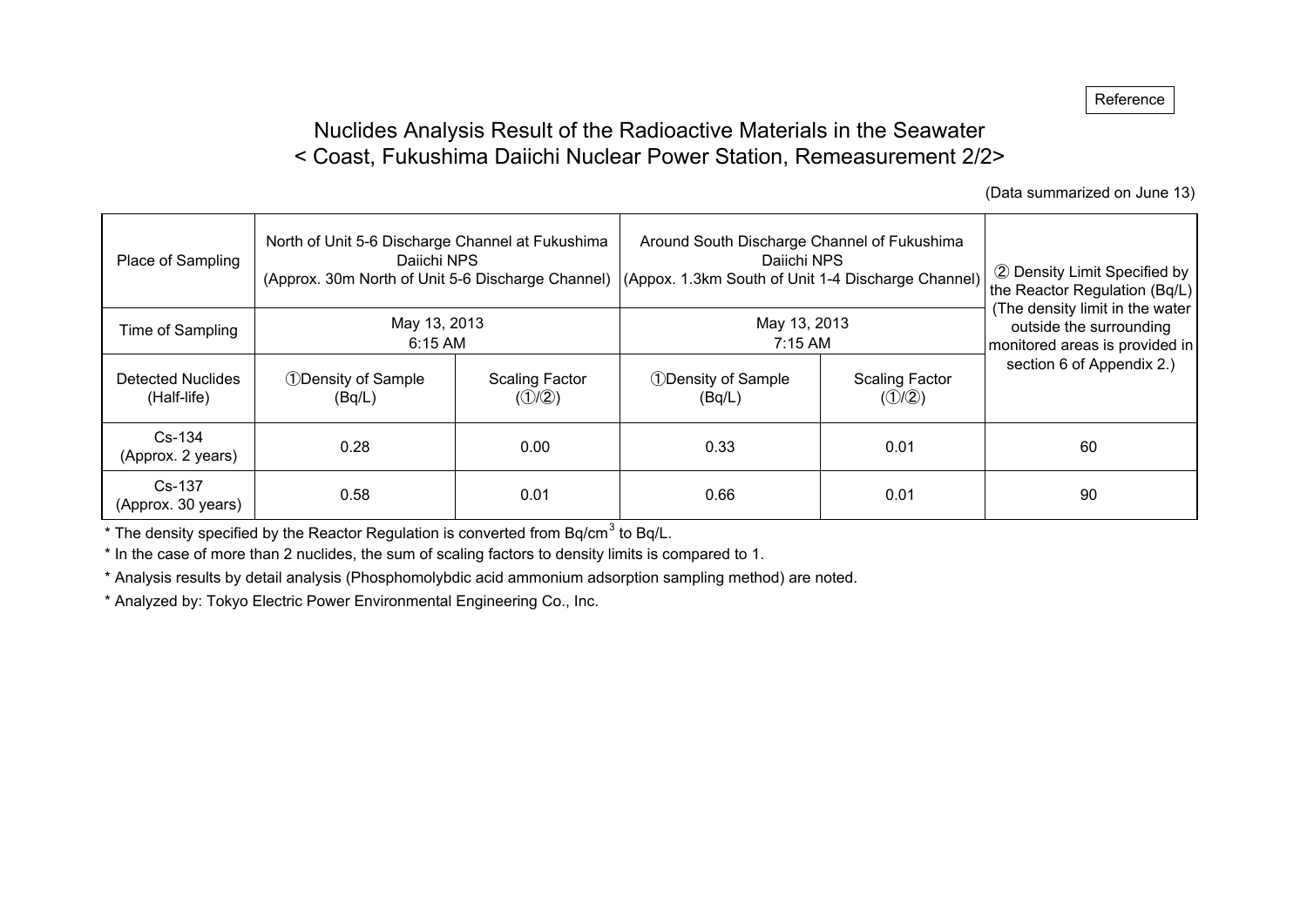Reference

# Nuclides Analysis Result of the Radioactive Materials in the Seawater
## < Coast, Fukushima Daiichi Nuclear Power Station, Remeasurement 2/2>

(Data summarized on June 13)

| Place of Sampling | North of Unit 5-6 Discharge Channel at Fukushima Daiichi NPS (Approx. 30m North of Unit 5-6 Discharge Channel) | | Around South Discharge Channel of Fukushima Daiichi NPS (Appox. 1.3km South of Unit 1-4 Discharge Channel) | | ② Density Limit Specified by the Reactor Regulation (Bq/L) (The density limit in the water outside the surrounding monitored areas is provided in section 6 of Appendix 2.) |
|---|---|---|---|---|---|
| Time of Sampling | May 13, 2013 6:15 AM | | May 13, 2013 7:15 AM | | |
| Detected Nuclides (Half-life) | ①Density of Sample (Bq/L) | Scaling Factor (①/②) | ①Density of Sample (Bq/L) | Scaling Factor (①/②) | |
| Cs-134 (Approx. 2 years) | 0.28 | 0.00 | 0.33 | 0.01 | 60 |
| Cs-137 (Approx. 30 years) | 0.58 | 0.01 | 0.66 | 0.01 | 90 |

* The density specified by the Reactor Regulation is converted from $Bq/cm^3$ to Bq/L.
* In the case of more than 2 nuclides, the sum of scaling factors to density limits is compared to 1.
* Analysis results by detail analysis (Phosphomolybdic acid ammonium adsorption sampling method) are noted.
* Analyzed by: Tokyo Electric Power Environmental Engineering Co., Inc.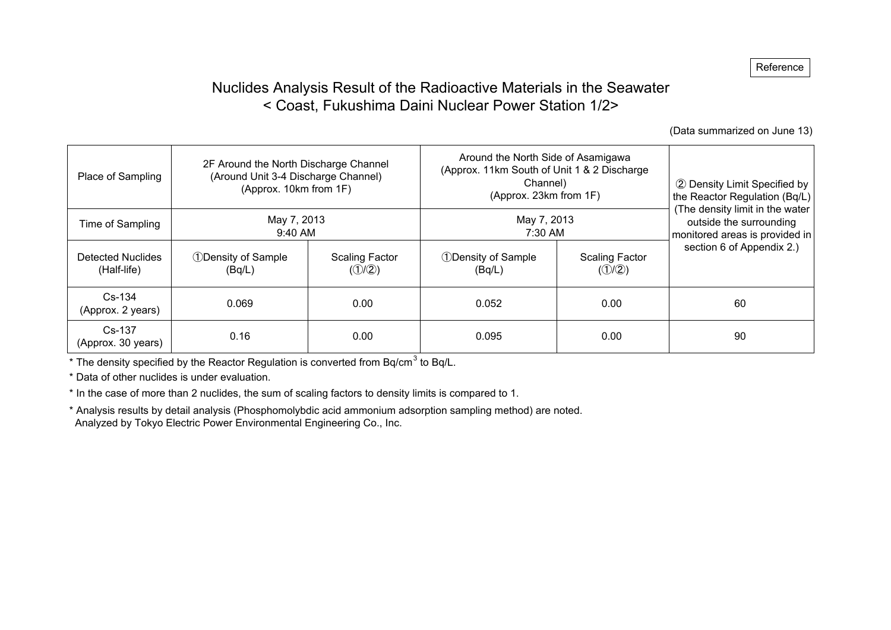Reference

# Nuclides Analysis Result of the Radioactive Materials in the Seawater
## < Coast, Fukushima Daini Nuclear Power Station 1/2>

(Data summarized on June 13)

| Place of Sampling | 2F Around the North Discharge Channel (Around Unit 3-4 Discharge Channel) (Approx. 10km from 1F) | | Around the North Side of Asamigawa (Approx. 11km South of Unit 1 & 2 Discharge Channel) (Approx. 23km from 1F) | | ② Density Limit Specified by the Reactor Regulation (Bq/L) (The density limit in the water outside the surrounding monitored areas is provided in section 6 of Appendix 2.) |
|---|---|---|---|---|---|
| Time of Sampling | May 7, 2013 9:40 AM | | May 7, 2013 7:30 AM | | |
| Detected Nuclides (Half-life) | ①Density of Sample (Bq/L) | Scaling Factor (①/②) | ①Density of Sample (Bq/L) | Scaling Factor (①/②) | |
| Cs-134 (Approx. 2 years) | 0.069 | 0.00 | 0.052 | 0.00 | 60 |
| Cs-137 (Approx. 30 years) | 0.16 | 0.00 | 0.095 | 0.00 | 90 |

* The density specified by the Reactor Regulation is converted from $Bq/cm^3$ to Bq/L.

* Data of other nuclides is under evaluation.

* In the case of more than 2 nuclides, the sum of scaling factors to density limits is compared to 1.

* Analysis results by detail analysis (Phosphomolybdic acid ammonium adsorption sampling method) are noted.
  Analyzed by Tokyo Electric Power Environmental Engineering Co., Inc.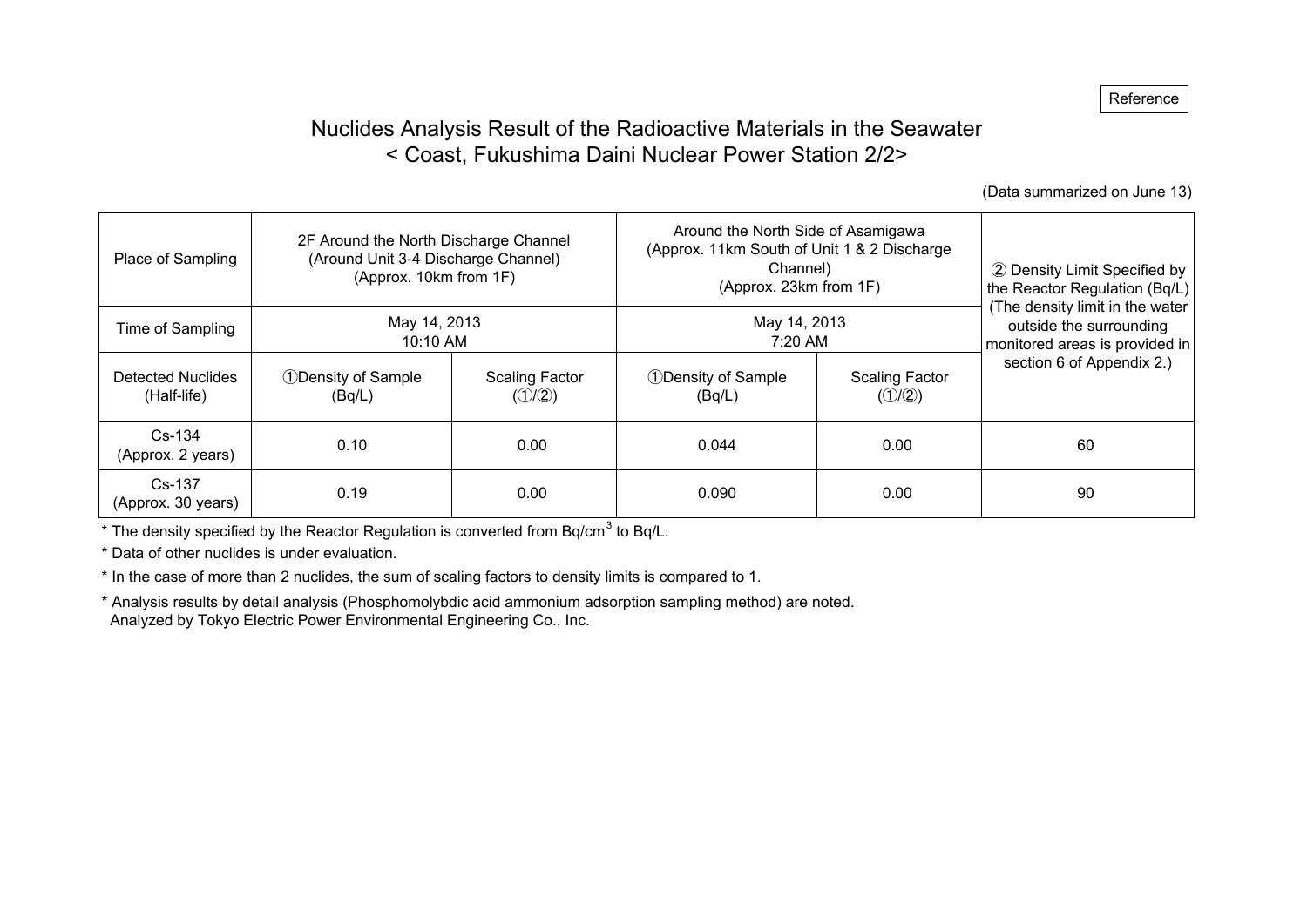Reference

# Nuclides Analysis Result of the Radioactive Materials in the Seawater
## < Coast, Fukushima Daini Nuclear Power Station 2/2>

(Data summarized on June 13)

| Place of Sampling | 2F Around the North Discharge Channel (Around Unit 3-4 Discharge Channel) (Approx. 10km from 1F) | | Around the North Side of Asamigawa (Approx. 11km South of Unit 1 & 2 Discharge Channel) (Approx. 23km from 1F) | | ② Density Limit Specified by the Reactor Regulation (Bq/L) (The density limit in the water outside the surrounding monitored areas is provided in section 6 of Appendix 2.) |
|---|---|---|---|---|---|
| Time of Sampling | May 14, 2013 10:10 AM | | May 14, 2013 7:20 AM | | |
| Detected Nuclides (Half-life) | ①Density of Sample (Bq/L) | Scaling Factor (①/②) | ①Density of Sample (Bq/L) | Scaling Factor (①/②) | |
| Cs-134 (Approx. 2 years) | 0.10 | 0.00 | 0.044 | 0.00 | 60 |
| Cs-137 (Approx. 30 years) | 0.19 | 0.00 | 0.090 | 0.00 | 90 |

* The density specified by the Reactor Regulation is converted from $Bq/cm^3$ to Bq/L.

* Data of other nuclides is under evaluation.

* In the case of more than 2 nuclides, the sum of scaling factors to density limits is compared to 1.

* Analysis results by detail analysis (Phosphomolybdic acid ammonium adsorption sampling method) are noted.
  Analyzed by Tokyo Electric Power Environmental Engineering Co., Inc.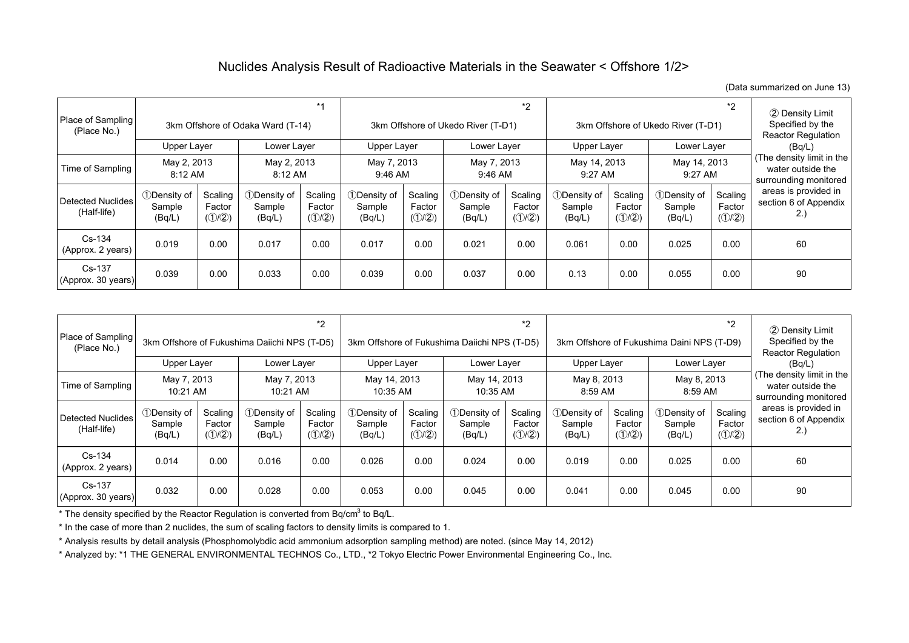# Nuclides Analysis Result of Radioactive Materials in the Seawater < Offshore 1/2>

(Data summarized on June 13)

| Place of Sampling (Place No.) | 3km Offshore of Odaka Ward (T-14) *1 | | | | 3km Offshore of Ukedo River (T-D1) *2 | | | | 3km Offshore of Ukedo River (T-D1) *2 | | | | ② Density Limit Specified by the Reactor Regulation (Bq/L) (The density limit in the water outside the surrounding monitored areas is provided in section 6 of Appendix 2.) |
|---|---|---|---|---|---|---|---|---|---|---|---|---|---|
| | Upper Layer | | Lower Layer | | Upper Layer | | Lower Layer | | Upper Layer | | Lower Layer | | |
| Time of Sampling | May 2, 2013 8:12 AM | | May 2, 2013 8:12 AM | | May 7, 2013 9:46 AM | | May 7, 2013 9:46 AM | | May 14, 2013 9:27 AM | | May 14, 2013 9:27 AM | | |
| Detected Nuclides (Half-life) | ①Density of Sample (Bq/L) | Scaling Factor (①/②) | ①Density of Sample (Bq/L) | Scaling Factor (①/②) | ①Density of Sample (Bq/L) | Scaling Factor (①/②) | ①Density of Sample (Bq/L) | Scaling Factor (①/②) | ①Density of Sample (Bq/L) | Scaling Factor (①/②) | ①Density of Sample (Bq/L) | Scaling Factor (①/②) | |
| Cs-134 (Approx. 2 years) | 0.019 | 0.00 | 0.017 | 0.00 | 0.017 | 0.00 | 0.021 | 0.00 | 0.061 | 0.00 | 0.025 | 0.00 | 60 |
| Cs-137 (Approx. 30 years) | 0.039 | 0.00 | 0.033 | 0.00 | 0.039 | 0.00 | 0.037 | 0.00 | 0.13 | 0.00 | 0.055 | 0.00 | 90 |

| Place of Sampling (Place No.) | 3km Offshore of Fukushima Daiichi NPS (T-D5) *2 | | | | 3km Offshore of Fukushima Daiichi NPS (T-D5) *2 | | | | 3km Offshore of Fukushima Daini NPS (T-D9) *2 | | | | ② Density Limit Specified by the Reactor Regulation (Bq/L) (The density limit in the water outside the surrounding monitored areas is provided in section 6 of Appendix 2.) |
|---|---|---|---|---|---|---|---|---|---|---|---|---|---|
| | Upper Layer | | Lower Layer | | Upper Layer | | Lower Layer | | Upper Layer | | Lower Layer | | |
| Time of Sampling | May 7, 2013 10:21 AM | | May 7, 2013 10:21 AM | | May 14, 2013 10:35 AM | | May 14, 2013 10:35 AM | | May 8, 2013 8:59 AM | | May 8, 2013 8:59 AM | | |
| Detected Nuclides (Half-life) | ①Density of Sample (Bq/L) | Scaling Factor (①/②) | ①Density of Sample (Bq/L) | Scaling Factor (①/②) | ①Density of Sample (Bq/L) | Scaling Factor (①/②) | ①Density of Sample (Bq/L) | Scaling Factor (①/②) | ①Density of Sample (Bq/L) | Scaling Factor (①/②) | ①Density of Sample (Bq/L) | Scaling Factor (①/②) | |
| Cs-134 (Approx. 2 years) | 0.014 | 0.00 | 0.016 | 0.00 | 0.026 | 0.00 | 0.024 | 0.00 | 0.019 | 0.00 | 0.025 | 0.00 | 60 |
| Cs-137 (Approx. 30 years) | 0.032 | 0.00 | 0.028 | 0.00 | 0.053 | 0.00 | 0.045 | 0.00 | 0.041 | 0.00 | 0.045 | 0.00 | 90 |

* The density specified by the Reactor Regulation is converted from $Bq/cm^3$ to Bq/L.

* In the case of more than 2 nuclides, the sum of scaling factors to density limits is compared to 1.

* Analysis results by detail analysis (Phosphomolybdic acid ammonium adsorption sampling method) are noted. (since May 14, 2012)

* Analyzed by: *1 THE GENERAL ENVIRONMENTAL TECHNOS Co., LTD., *2 Tokyo Electric Power Environmental Engineering Co., Inc.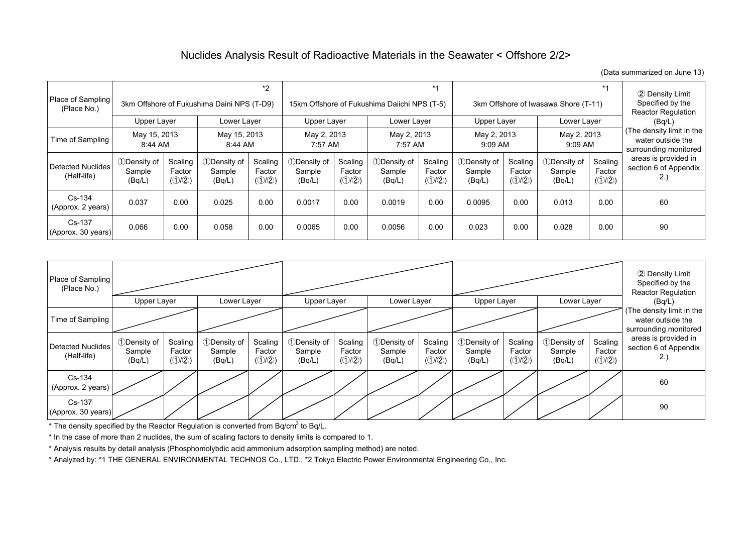# Nuclides Analysis Result of Radioactive Materials in the Seawater < Offshore 2/2>

(Data summarized on June 13)

| Place of Sampling (Place No.) | 3km Offshore of Fukushima Daini NPS (T-D9) *2 | | | | 15km Offshore of Fukushima Daiichi NPS (T-5) *1 | | | | 3km Offshore of Iwasawa Shore (T-11) *1 | | | | ② Density Limit Specified by the Reactor Regulation (Bq/L) (The density limit in the water outside the surrounding monitored areas is provided in section 6 of Appendix 2.) |
|---|---|---|---|---|---|---|---|---|---|---|---|---|---|
| | Upper Layer | | Lower Layer | | Upper Layer | | Lower Layer | | Upper Layer | | Lower Layer | | |
| Time of Sampling | May 15, 2013 8:44 AM | | May 15, 2013 8:44 AM | | May 2, 2013 7:57 AM | | May 2, 2013 7:57 AM | | May 2, 2013 9:09 AM | | May 2, 2013 9:09 AM | | |
| Detected Nuclides (Half-life) | ①Density of Sample (Bq/L) | Scaling Factor (①/②) | ①Density of Sample (Bq/L) | Scaling Factor (①/②) | ①Density of Sample (Bq/L) | Scaling Factor (①/②) | ①Density of Sample (Bq/L) | Scaling Factor (①/②) | ①Density of Sample (Bq/L) | Scaling Factor (①/②) | ①Density of Sample (Bq/L) | Scaling Factor (①/②) | |
| Cs-134 (Approx. 2 years) | 0.037 | 0.00 | 0.025 | 0.00 | 0.0017 | 0.00 | 0.0019 | 0.00 | 0.0095 | 0.00 | 0.013 | 0.00 | 60 |
| Cs-137 (Approx. 30 years) | 0.066 | 0.00 | 0.058 | 0.00 | 0.0065 | 0.00 | 0.0056 | 0.00 | 0.023 | 0.00 | 0.028 | 0.00 | 90 |

| Place of Sampling (Place No.) | | | | | | | | | | | | | ② Density Limit Specified by the Reactor Regulation (Bq/L) (The density limit in the water outside the surrounding monitored areas is provided in section 6 of Appendix 2.) |
|---|---|---|---|---|---|---|---|---|---|---|---|---|---|
| | Upper Layer | | Lower Layer | | Upper Layer | | Lower Layer | | Upper Layer | | Lower Layer | | |
| Time of Sampling | | | | | | | | | | | | | |
| Detected Nuclides (Half-life) | ①Density of Sample (Bq/L) | Scaling Factor (①/②) | ①Density of Sample (Bq/L) | Scaling Factor (①/②) | ①Density of Sample (Bq/L) | Scaling Factor (①/②) | ①Density of Sample (Bq/L) | Scaling Factor (①/②) | ①Density of Sample (Bq/L) | Scaling Factor (①/②) | ①Density of Sample (Bq/L) | Scaling Factor (①/②) | |
| Cs-134 (Approx. 2 years) | | | | | | | | | | | | | 60 |
| Cs-137 (Approx. 30 years) | | | | | | | | | | | | | 90 |

* The density specified by the Reactor Regulation is converted from $Bq/cm^3$ to Bq/L.

* In the case of more than 2 nuclides, the sum of scaling factors to density limits is compared to 1.

* Analysis results by detail analysis (Phosphomolybdic acid ammonium adsorption sampling method) are noted.

* Analyzed by: *1 THE GENERAL ENVIRONMENTAL TECHNOS Co., LTD., *2 Tokyo Electric Power Environmental Engineering Co., Inc.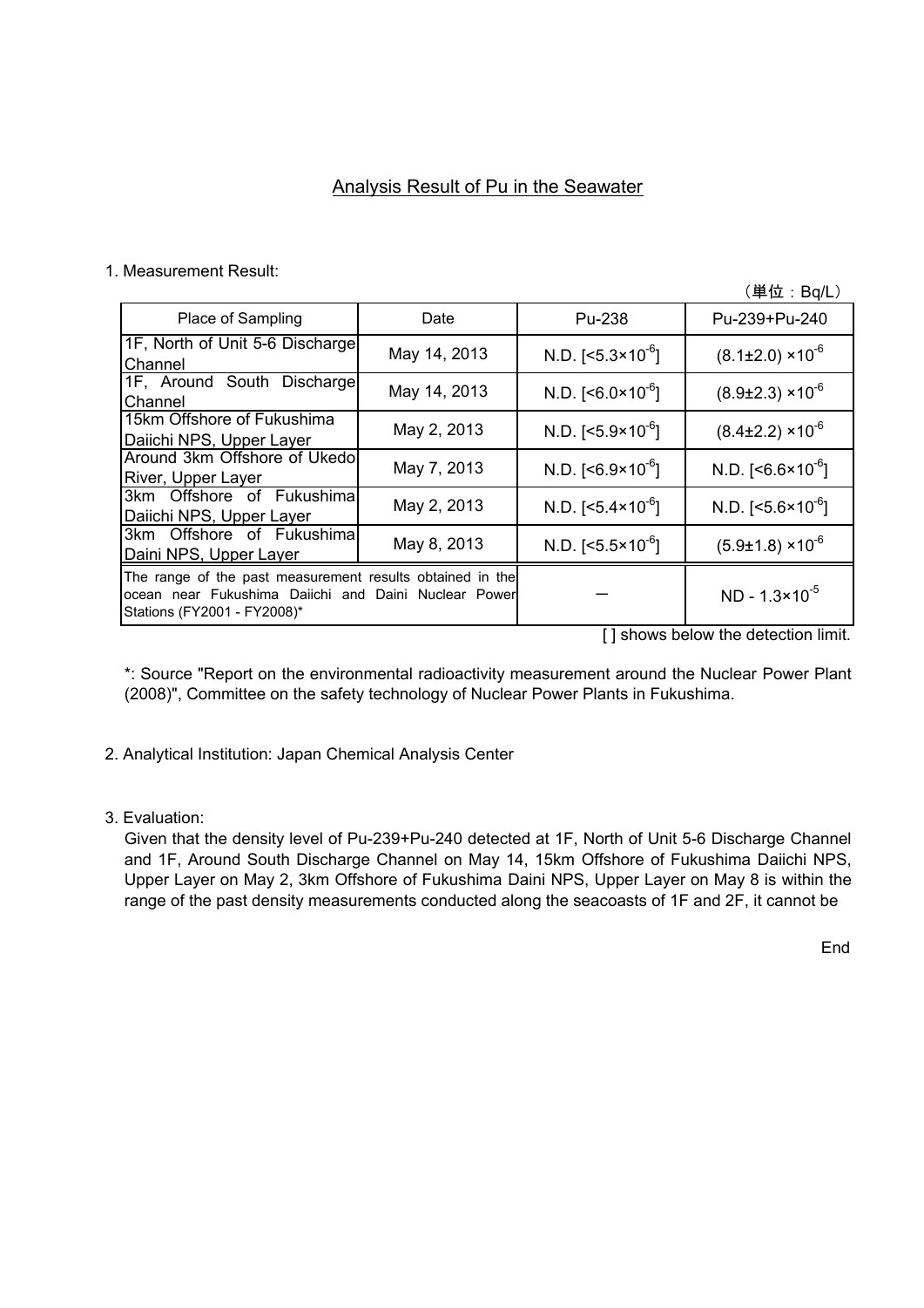## Analysis Result of Pu in the Seawater

1. Measurement Result:

（単位：Bq/L）

| Place of Sampling | Date | Pu-238 | Pu-239+Pu-240 |
|---|---|---|---|
| 1F, North of Unit 5-6 Discharge Channel | May 14, 2013 | N.D. [$<5.3\times10^{-6}$] | $(8.1\pm2.0)\times10^{-6}$ |
| 1F, Around South Discharge Channel | May 14, 2013 | N.D. [$<6.0\times10^{-6}$] | $(8.9\pm2.3)\times10^{-6}$ |
| 15km Offshore of Fukushima Daiichi NPS, Upper Layer | May 2, 2013 | N.D. [$<5.9\times10^{-6}$] | $(8.4\pm2.2)\times10^{-6}$ |
| Around 3km Offshore of Ukedo River, Upper Layer | May 7, 2013 | N.D. [$<6.9\times10^{-6}$] | N.D. [$<6.6\times10^{-6}$] |
| 3km Offshore of Fukushima Daiichi NPS, Upper Layer | May 2, 2013 | N.D. [$<5.4\times10^{-6}$] | N.D. [$<5.6\times10^{-6}$] |
| 3km Offshore of Fukushima Daini NPS, Upper Layer | May 8, 2013 | N.D. [$<5.5\times10^{-6}$] | $(5.9\pm1.8)\times10^{-6}$ |
| The range of the past measurement results obtained in the ocean near Fukushima Daiichi and Daini Nuclear Power Stations (FY2001 - FY2008)* | | ― | ND - $1.3\times10^{-5}$ |

[ ] shows below the detection limit.

*: Source "Report on the environmental radioactivity measurement around the Nuclear Power Plant (2008)", Committee on the safety technology of Nuclear Power Plants in Fukushima.

2. Analytical Institution: Japan Chemical Analysis Center

3. Evaluation:

Given that the density level of Pu-239+Pu-240 detected at 1F, North of Unit 5-6 Discharge Channel and 1F, Around South Discharge Channel on May 14, 15km Offshore of Fukushima Daiichi NPS, Upper Layer on May 2, 3km Offshore of Fukushima Daini NPS, Upper Layer on May 8 is within the range of the past density measurements conducted along the seacoasts of 1F and 2F, it cannot be

End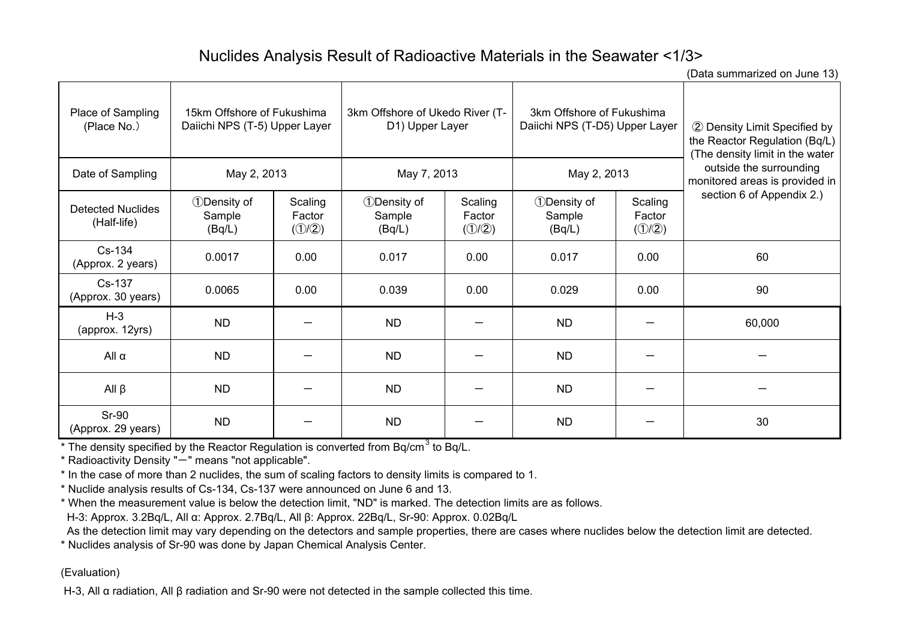# Nuclides Analysis Result of Radioactive Materials in the Seawater <1/3>

(Data summarized on June 13)

| Place of Sampling (Place No.) | 15km Offshore of Fukushima Daiichi NPS (T-5) Upper Layer | | 3km Offshore of Ukedo River (T-D1) Upper Layer | | 3km Offshore of Fukushima Daiichi NPS (T-D5) Upper Layer | | ② Density Limit Specified by the Reactor Regulation (Bq/L) (The density limit in the water outside the surrounding monitored areas is provided in section 6 of Appendix 2.) |
|---|---|---|---|---|---|---|---|
| Date of Sampling | May 2, 2013 | | May 7, 2013 | | May 2, 2013 | | |
| Detected Nuclides (Half-life) | ①Density of Sample (Bq/L) | Scaling Factor (①/②) | ①Density of Sample (Bq/L) | Scaling Factor (①/②) | ①Density of Sample (Bq/L) | Scaling Factor (①/②) | |
| Cs-134 (Approx. 2 years) | 0.0017 | 0.00 | 0.017 | 0.00 | 0.017 | 0.00 | 60 |
| Cs-137 (Approx. 30 years) | 0.0065 | 0.00 | 0.039 | 0.00 | 0.029 | 0.00 | 90 |
| H-3 (approx. 12yrs) | ND | － | ND | － | ND | － | 60,000 |
| All α | ND | － | ND | － | ND | － | － |
| All β | ND | － | ND | － | ND | － | － |
| Sr-90 (Approx. 29 years) | ND | － | ND | － | ND | － | 30 |

* The density specified by the Reactor Regulation is converted from $Bq/cm^3$ to Bq/L.
* Radioactivity Density "－" means "not applicable".
* In the case of more than 2 nuclides, the sum of scaling factors to density limits is compared to 1.
* Nuclide analysis results of Cs-134, Cs-137 were announced on June 6 and 13.
* When the measurement value is below the detection limit, "ND" is marked. The detection limits are as follows.
  H-3: Approx. 3.2Bq/L, All α: Approx. 2.7Bq/L, All β: Approx. 22Bq/L, Sr-90: Approx. 0.02Bq/L
  As the detection limit may vary depending on the detectors and sample properties, there are cases where nuclides below the detection limit are detected.
* Nuclides analysis of Sr-90 was done by Japan Chemical Analysis Center.

(Evaluation)

H-3, All α radiation, All β radiation and Sr-90 were not detected in the sample collected this time.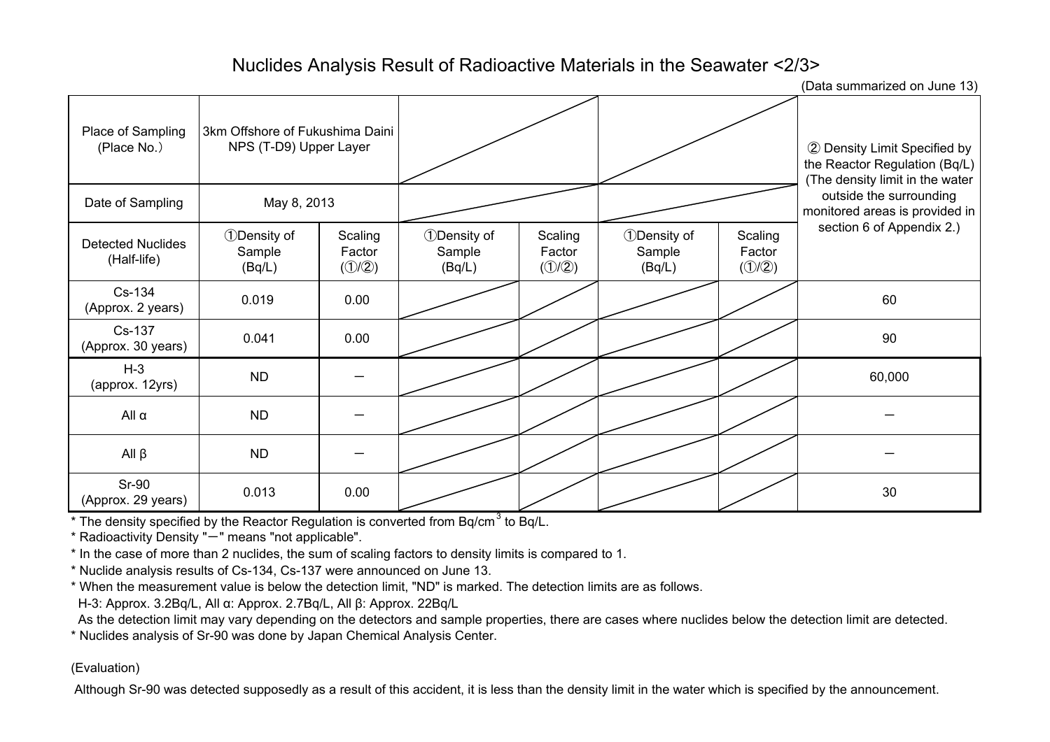# Nuclides Analysis Result of Radioactive Materials in the Seawater <2/3>

(Data summarized on June 13)

| Place of Sampling (Place No.) | 3km Offshore of Fukushima Daini NPS (T-D9) Upper Layer | | | | | | ② Density Limit Specified by the Reactor Regulation (Bq/L) (The density limit in the water outside the surrounding monitored areas is provided in section 6 of Appendix 2.) |
|---|---|---|---|---|---|---|---|
| Date of Sampling | May 8, 2013 | | | | | | |
| Detected Nuclides (Half-life) | ①Density of Sample (Bq/L) | Scaling Factor (①/②) | ①Density of Sample (Bq/L) | Scaling Factor (①/②) | ①Density of Sample (Bq/L) | Scaling Factor (①/②) | |
| Cs-134 (Approx. 2 years) | 0.019 | 0.00 | | | | | 60 |
| Cs-137 (Approx. 30 years) | 0.041 | 0.00 | | | | | 90 |
| H-3 (approx. 12yrs) | ND | − | | | | | 60,000 |
| All α | ND | − | | | | | − |
| All β | ND | − | | | | | − |
| Sr-90 (Approx. 29 years) | 0.013 | 0.00 | | | | | 30 |

* The density specified by the Reactor Regulation is converted from $Bq/cm^3$ to Bq/L.
* Radioactivity Density "−" means "not applicable".
* In the case of more than 2 nuclides, the sum of scaling factors to density limits is compared to 1.
* Nuclide analysis results of Cs-134, Cs-137 were announced on June 13.
* When the measurement value is below the detection limit, "ND" is marked. The detection limits are as follows.
  H-3: Approx. 3.2Bq/L, All α: Approx. 2.7Bq/L, All β: Approx. 22Bq/L
  As the detection limit may vary depending on the detectors and sample properties, there are cases where nuclides below the detection limit are detected.
* Nuclides analysis of Sr-90 was done by Japan Chemical Analysis Center.

(Evaluation)

Although Sr-90 was detected supposedly as a result of this accident, it is less than the density limit in the water which is specified by the announcement.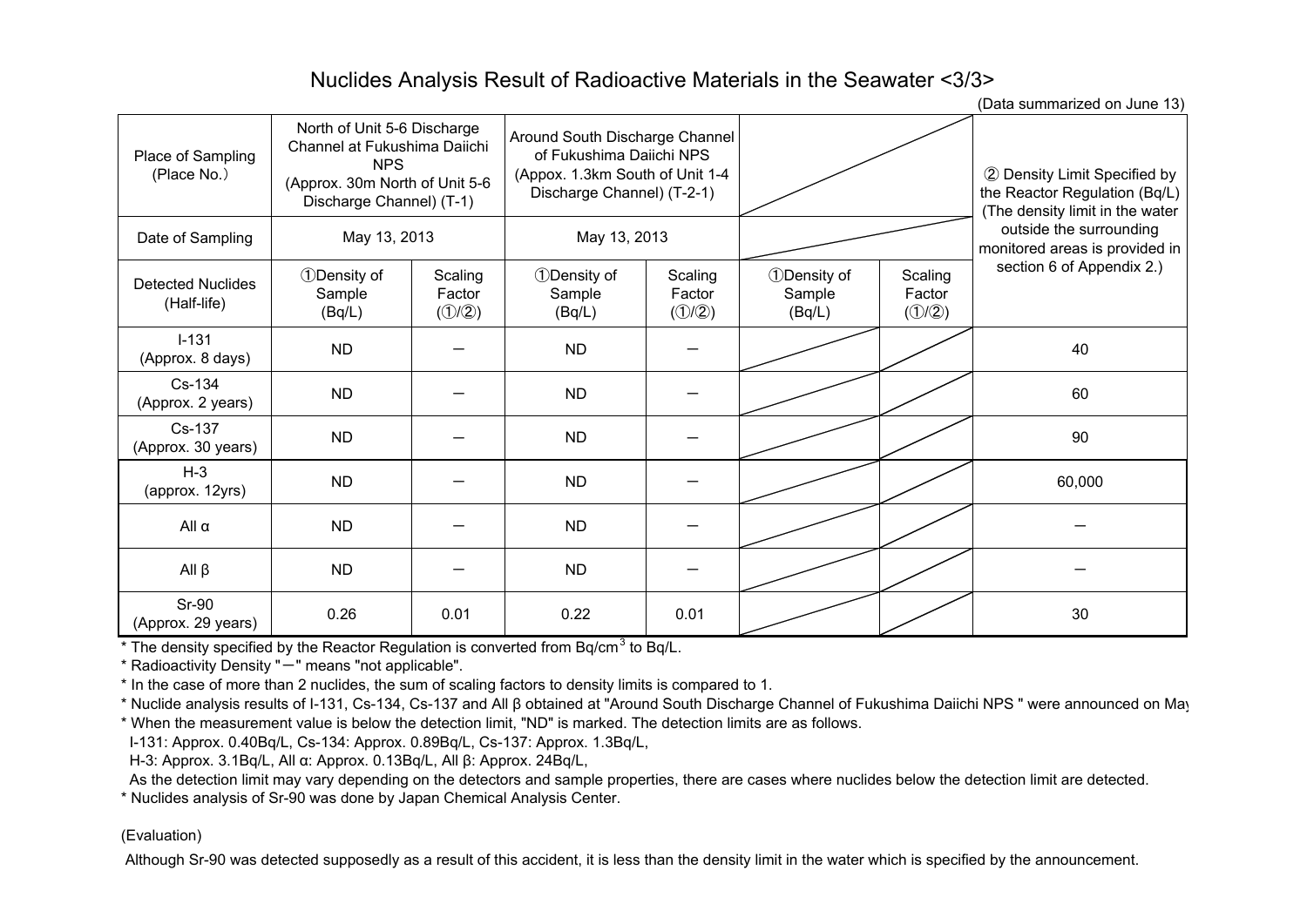# Nuclides Analysis Result of Radioactive Materials in the Seawater <3/3>

(Data summarized on June 13)

| Place of Sampling (Place No.) | North of Unit 5-6 Discharge Channel at Fukushima Daiichi NPS (Approx. 30m North of Unit 5-6 Discharge Channel) (T-1) | | Around South Discharge Channel of Fukushima Daiichi NPS (Appox. 1.3km South of Unit 1-4 Discharge Channel) (T-2-1) | | | | ② Density Limit Specified by the Reactor Regulation (Bq/L) (The density limit in the water outside the surrounding monitored areas is provided in section 6 of Appendix 2.) |
|---|---|---|---|---|---|---|---|
| Date of Sampling | May 13, 2013 | | May 13, 2013 | | | | |
| Detected Nuclides (Half-life) | ①Density of Sample (Bq/L) | Scaling Factor (①/②) | ①Density of Sample (Bq/L) | Scaling Factor (①/②) | ①Density of Sample (Bq/L) | Scaling Factor (①/②) | |
| I-131 (Approx. 8 days) | ND | ― | ND | ― | | | 40 |
| Cs-134 (Approx. 2 years) | ND | ― | ND | ― | | | 60 |
| Cs-137 (Approx. 30 years) | ND | ― | ND | ― | | | 90 |
| H-3 (approx. 12yrs) | ND | ― | ND | ― | | | 60,000 |
| All α | ND | ― | ND | ― | | | ― |
| All β | ND | ― | ND | ― | | | ― |
| Sr-90 (Approx. 29 years) | 0.26 | 0.01 | 0.22 | 0.01 | | | 30 |

* The density specified by the Reactor Regulation is converted from Bq/cm$^3$ to Bq/L.
* Radioactivity Density "－" means "not applicable".
* In the case of more than 2 nuclides, the sum of scaling factors to density limits is compared to 1.
* Nuclide analysis results of I-131, Cs-134, Cs-137 and All β obtained at "Around South Discharge Channel of Fukushima Daiichi NPS " were announced on May
* When the measurement value is below the detection limit, "ND" is marked. The detection limits are as follows.
  I-131: Approx. 0.40Bq/L, Cs-134: Approx. 0.89Bq/L, Cs-137: Approx. 1.3Bq/L,
  H-3: Approx. 3.1Bq/L, All α: Approx. 0.13Bq/L, All β: Approx. 24Bq/L,
  As the detection limit may vary depending on the detectors and sample properties, there are cases where nuclides below the detection limit are detected.
* Nuclides analysis of Sr-90 was done by Japan Chemical Analysis Center.

(Evaluation)

Although Sr-90 was detected supposedly as a result of this accident, it is less than the density limit in the water which is specified by the announcement.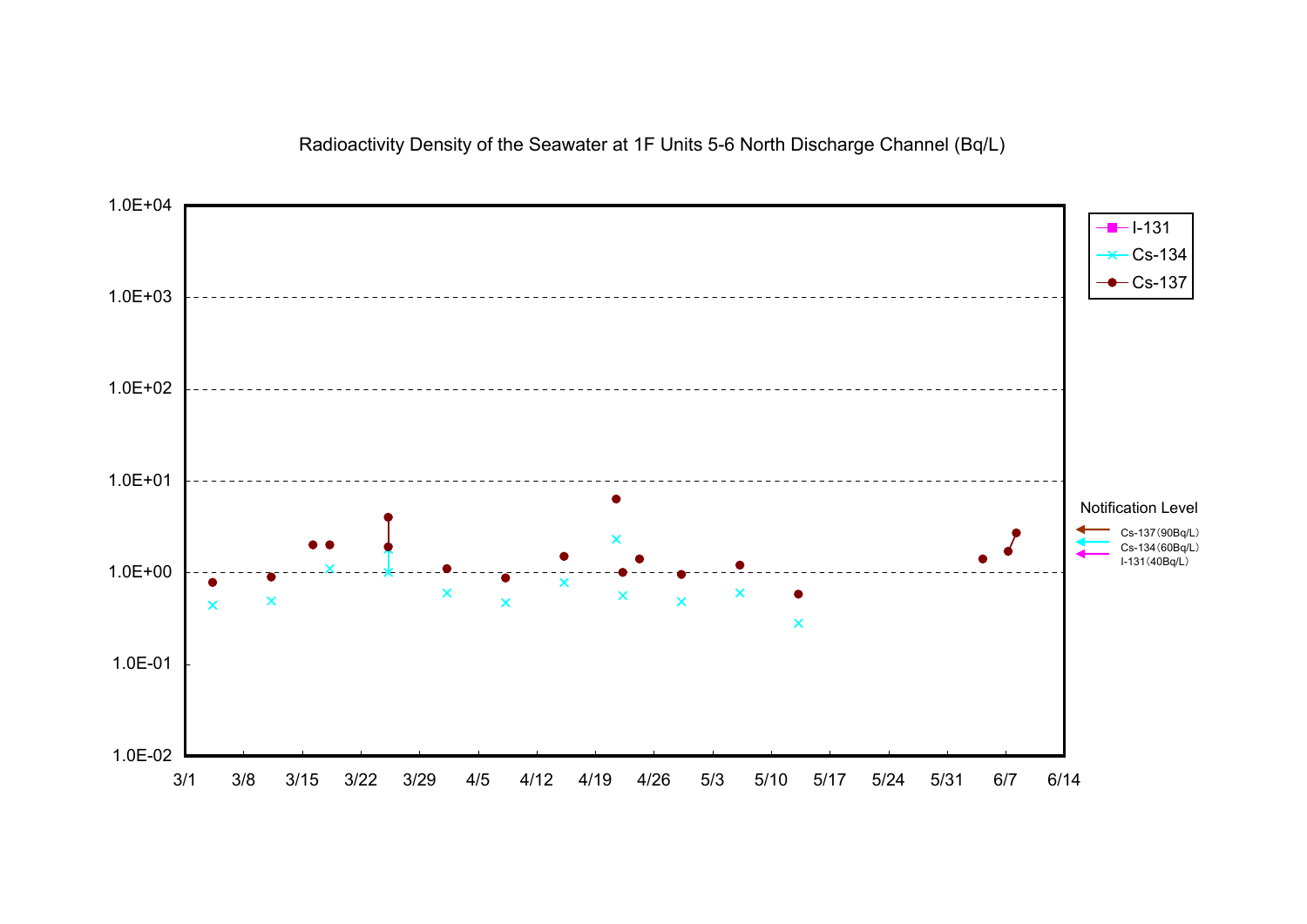Radioactivity Density of the Seawater at 1F Units 5-6 North Discharge Channel (Bq/L)

- I-131
- Cs-134
- Cs-137

Notification Level

- Cs-137（90Bq/L）
- Cs-134（60Bq/L）
- I-131（40Bq/L）

1.0E+04, 1.0E+03, 1.0E+02, 1.0E+01, 1.0E+00, 1.0E-01, 1.0E-02

3/1, 3/8, 3/15, 3/22, 3/29, 4/5, 4/12, 4/19, 4/26, 5/3, 5/10, 5/17, 5/24, 5/31, 6/7, 6/14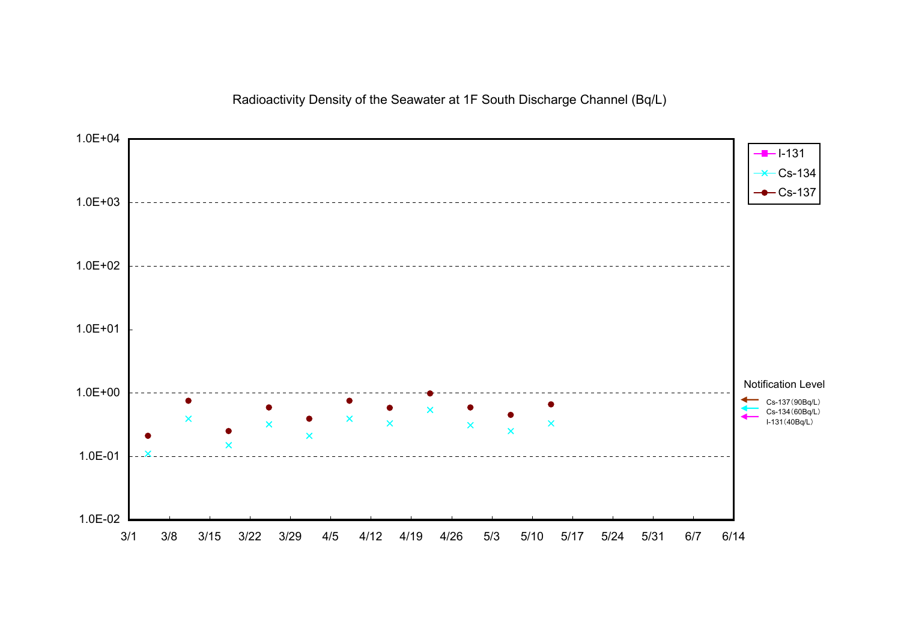Radioactivity Density of the Seawater at 1F South Discharge Channel (Bq/L)

- I-131
- Cs-134
- Cs-137

1.0E+04
1.0E+03
1.0E+02
1.0E+01
1.0E+00
1.0E-01
1.0E-02

3/1 3/8 3/15 3/22 3/29 4/5 4/12 4/19 4/26 5/3 5/10 5/17 5/24 5/31 6/7 6/14

Notification Level

- Cs-137（90Bq/L）
- Cs-134（60Bq/L）
- I-131（40Bq/L）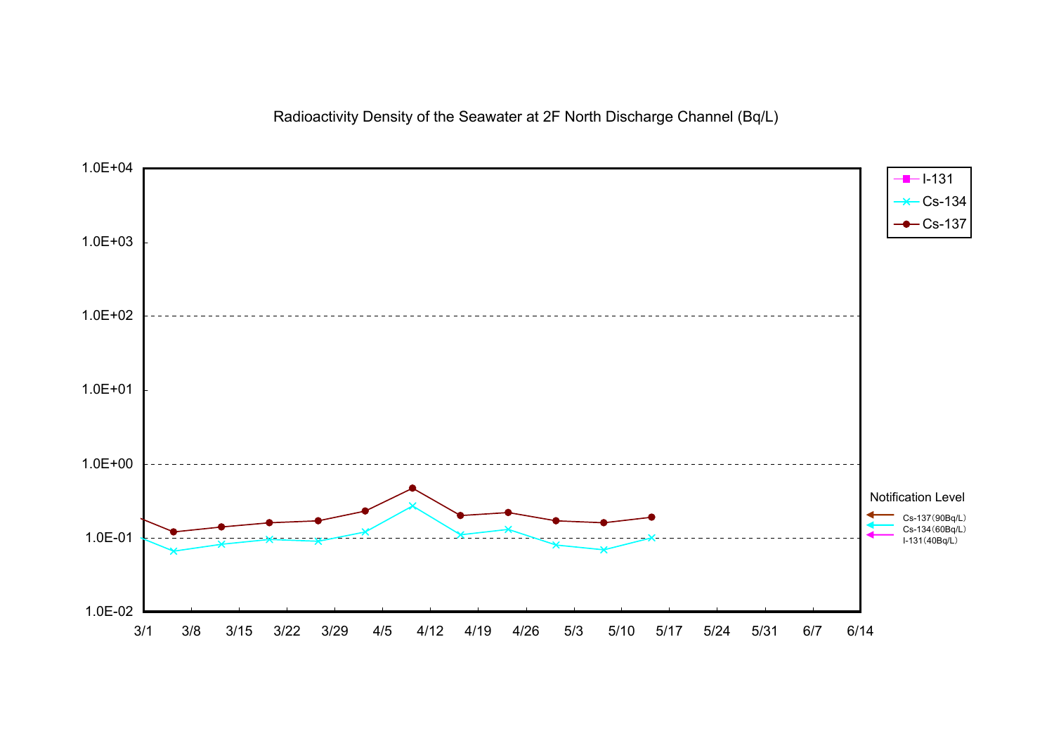Radioactivity Density of the Seawater at 2F North Discharge Channel (Bq/L)

Legend: I-131, Cs-134, Cs-137

Y-axis: 1.0E-02, 1.0E-01, 1.0E+00, 1.0E+01, 1.0E+02, 1.0E+03, 1.0E+04

X-axis: 3/1, 3/8, 3/15, 3/22, 3/29, 4/5, 4/12, 4/19, 4/26, 5/3, 5/10, 5/17, 5/24, 5/31, 6/7, 6/14

Notification Level

- Cs-137（90Bq/L）
- Cs-134（60Bq/L）
- I-131（40Bq/L）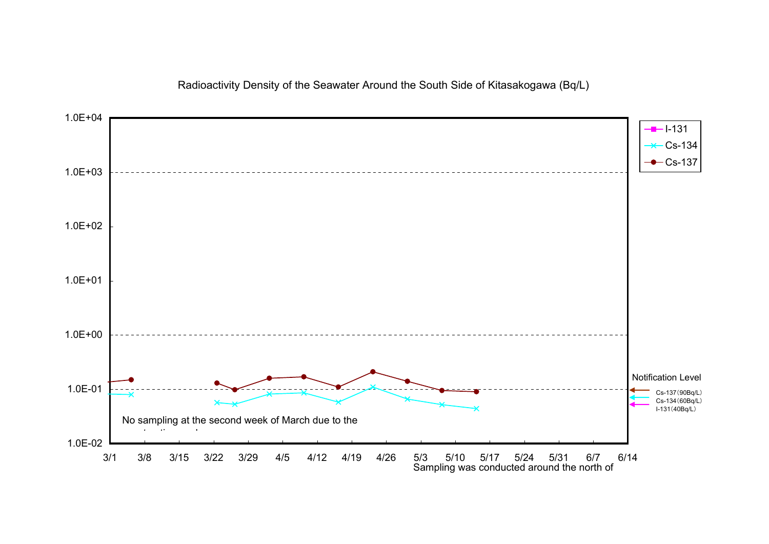Radioactivity Density of the Seawater Around the South Side of Kitasakogawa (Bq/L)

Legend: I-131, Cs-134, Cs-137

Y-axis: 1.0E-02, 1.0E-01, 1.0E+00, 1.0E+01, 1.0E+02, 1.0E+03, 1.0E+04

X-axis: 3/1, 3/8, 3/15, 3/22, 3/29, 4/5, 4/12, 4/19, 4/26, 5/3, 5/10, 5/17, 5/24, 5/31, 6/7, 6/14

Notification Level

Cs-137（90Bq/L）

Cs-134（60Bq/L）

I-131（40Bq/L）

No sampling at the second week of March due to the

Sampling was conducted around the north of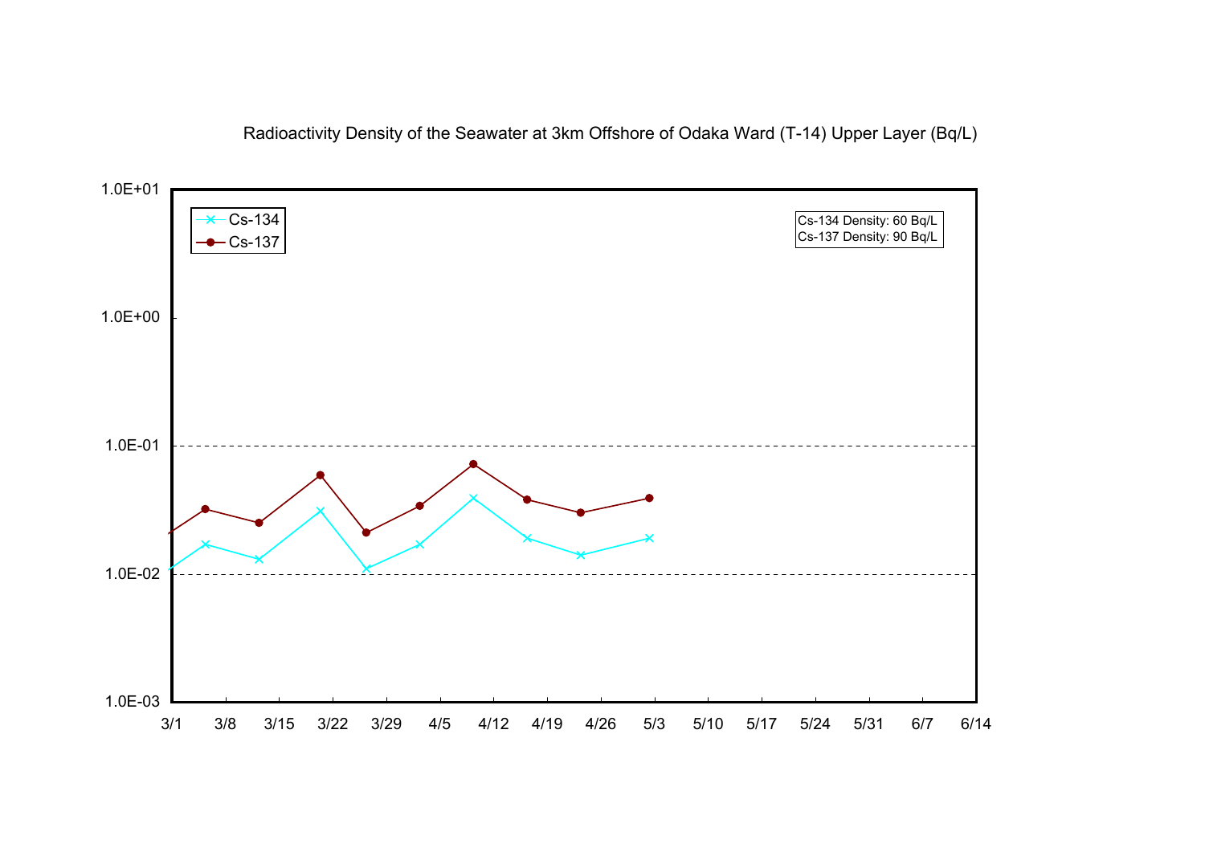Radioactivity Density of the Seawater at 3km Offshore of Odaka Ward (T-14) Upper Layer (Bq/L)

- Cs-134
- Cs-137

Cs-134 Density: 60 Bq/L
Cs-137 Density: 90 Bq/L

1.0E+01
1.0E+00
1.0E-01
1.0E-02
1.0E-03

3/1 3/8 3/15 3/22 3/29 4/5 4/12 4/19 4/26 5/3 5/10 5/17 5/24 5/31 6/7 6/14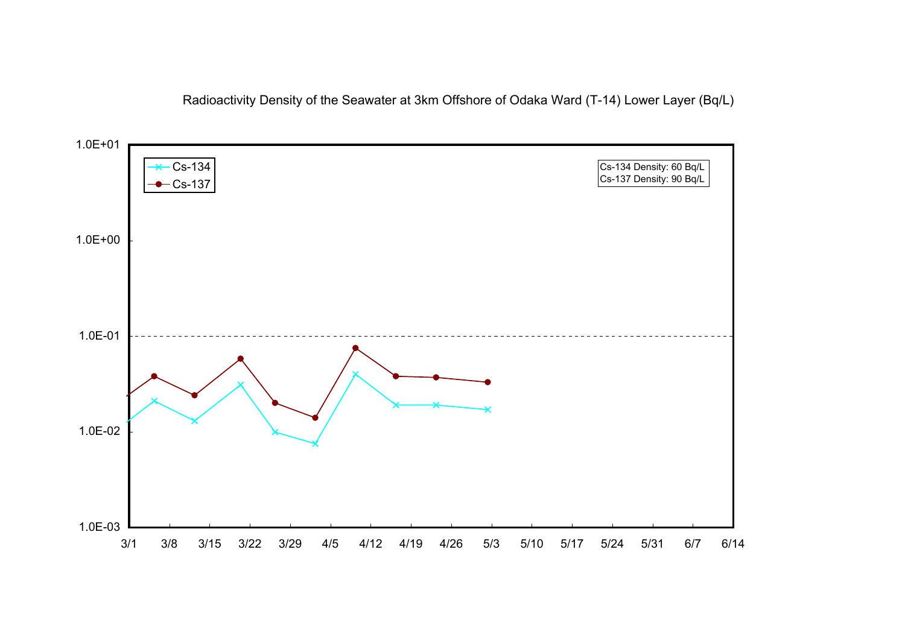Radioactivity Density of the Seawater at 3km Offshore of Odaka Ward (T-14) Lower Layer (Bq/L)

Cs-134 Density: 60 Bq/L
Cs-137 Density: 90 Bq/L

- Cs-134
- Cs-137

1.0E+01
1.0E+00
1.0E-01
1.0E-02
1.0E-03

3/1 3/8 3/15 3/22 3/29 4/5 4/12 4/19 4/26 5/3 5/10 5/17 5/24 5/31 6/7 6/14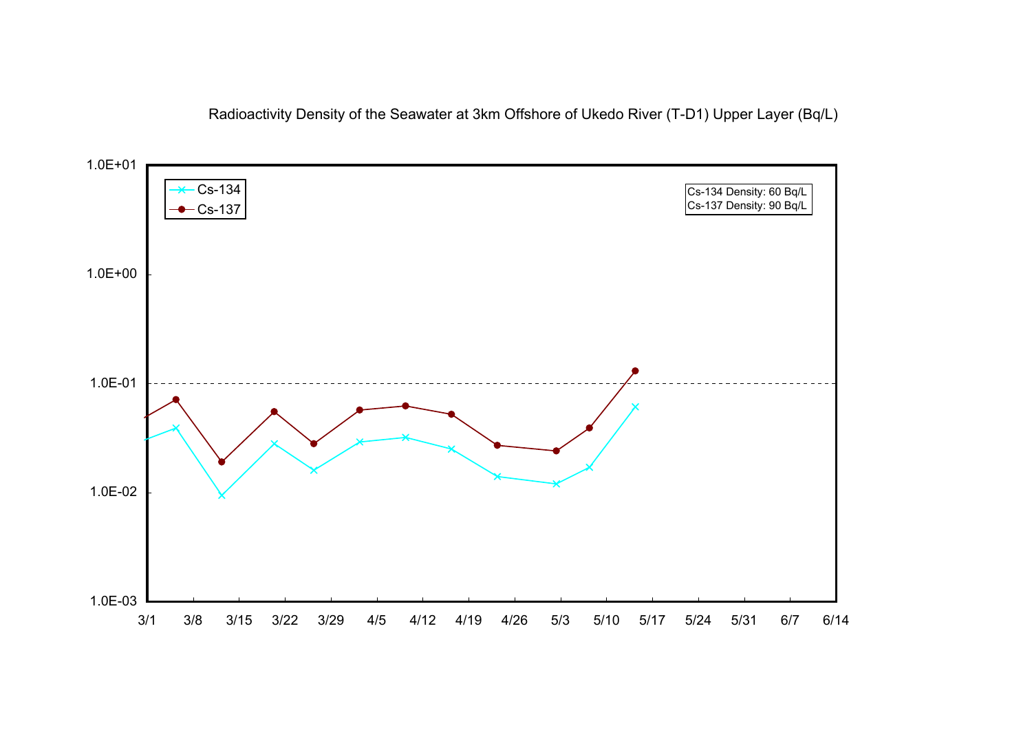Radioactivity Density of the Seawater at 3km Offshore of Ukedo River (T-D1) Upper Layer (Bq/L)

Cs-134 Density: 60 Bq/L
Cs-137 Density: 90 Bq/L

- Cs-134
- Cs-137

1.0E+01
1.0E+00
1.0E-01
1.0E-02
1.0E-03

3/1 3/8 3/15 3/22 3/29 4/5 4/12 4/19 4/26 5/3 5/10 5/17 5/24 5/31 6/7 6/14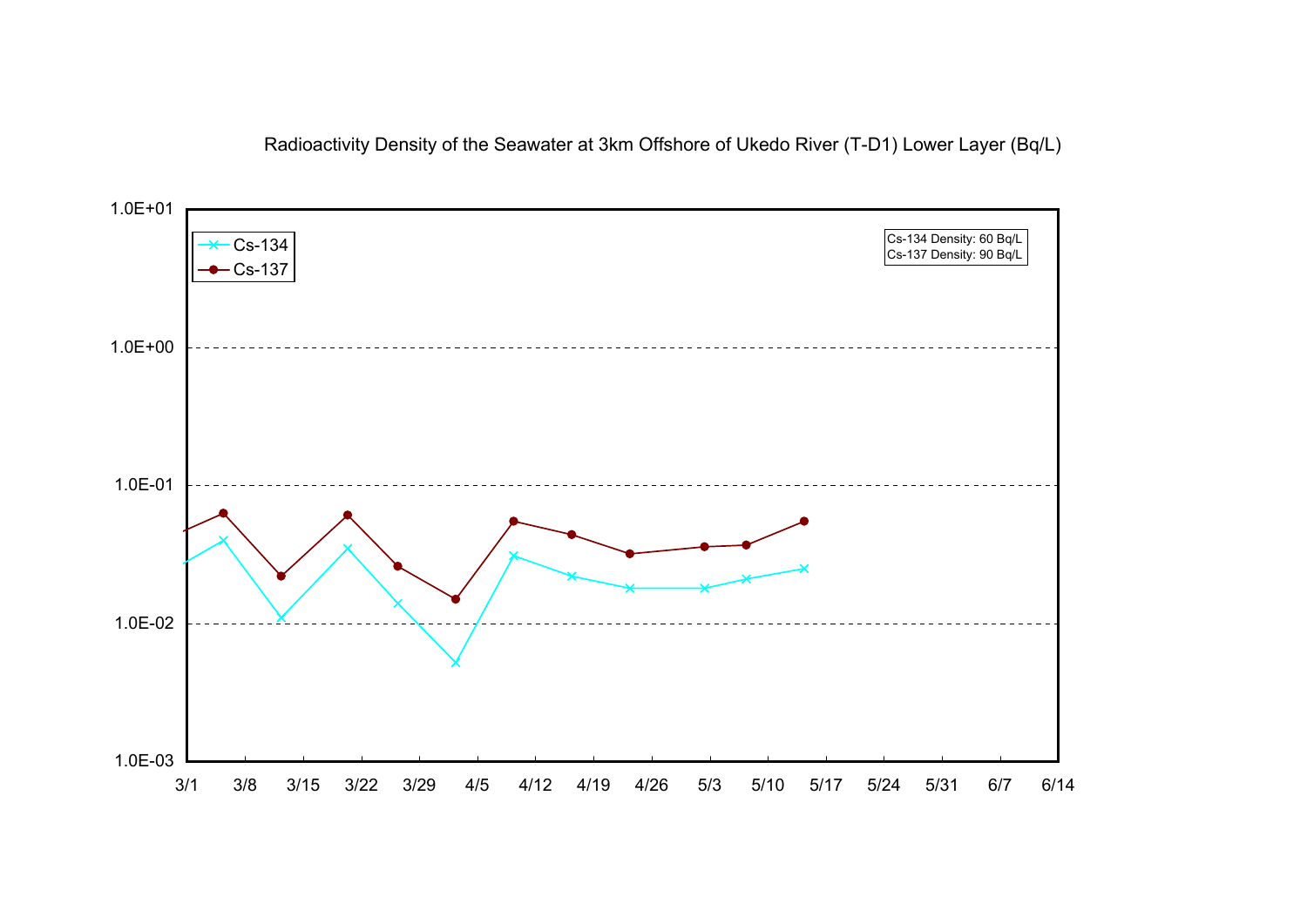Radioactivity Density of the Seawater at 3km Offshore of Ukedo River (T-D1) Lower Layer (Bq/L)

Cs-134 Density: 60 Bq/L
Cs-137 Density: 90 Bq/L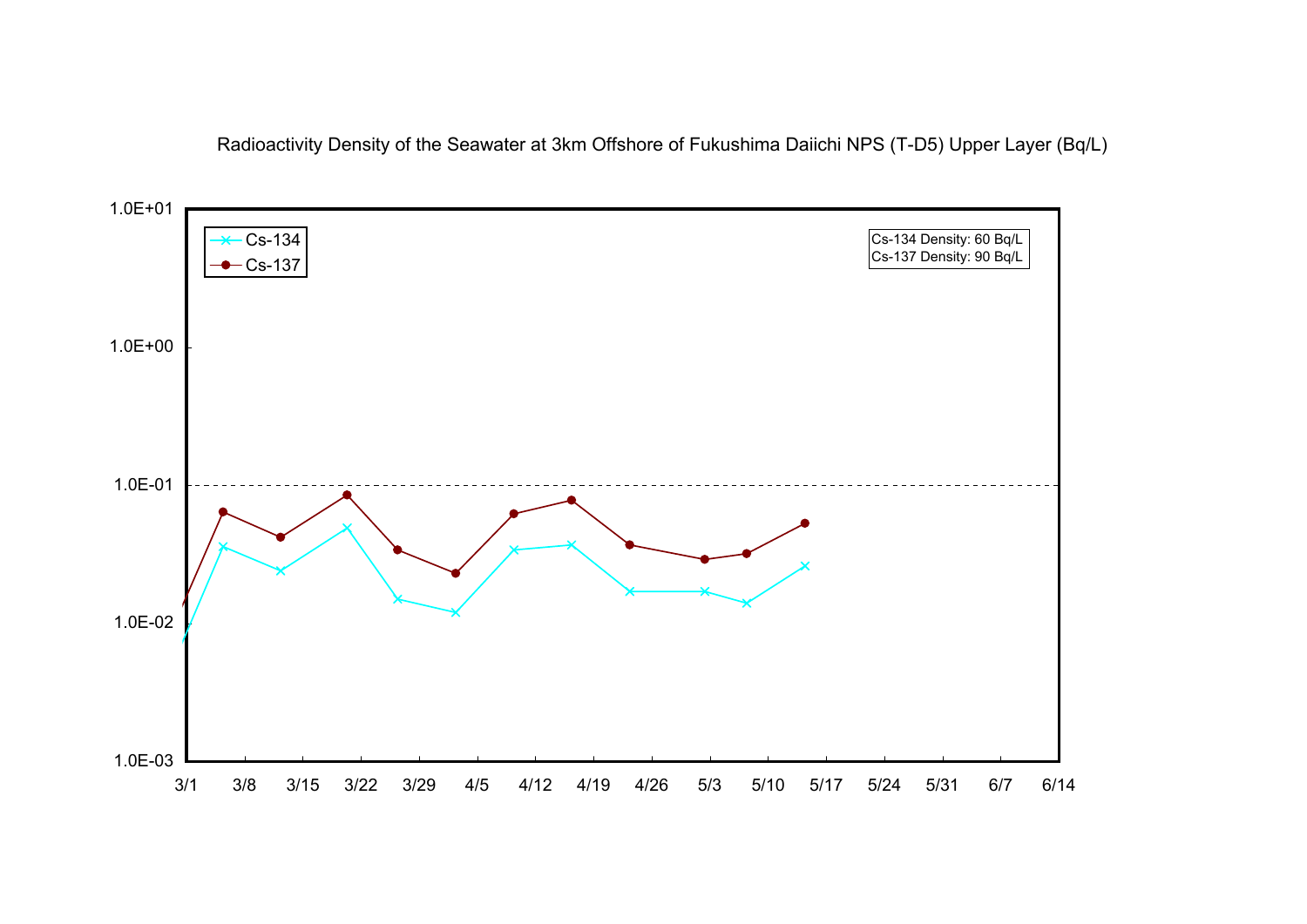Radioactivity Density of the Seawater at 3km Offshore of Fukushima Daiichi NPS (T-D5) Upper Layer (Bq/L)

Cs-134 Density: 60 Bq/L
Cs-137 Density: 90 Bq/L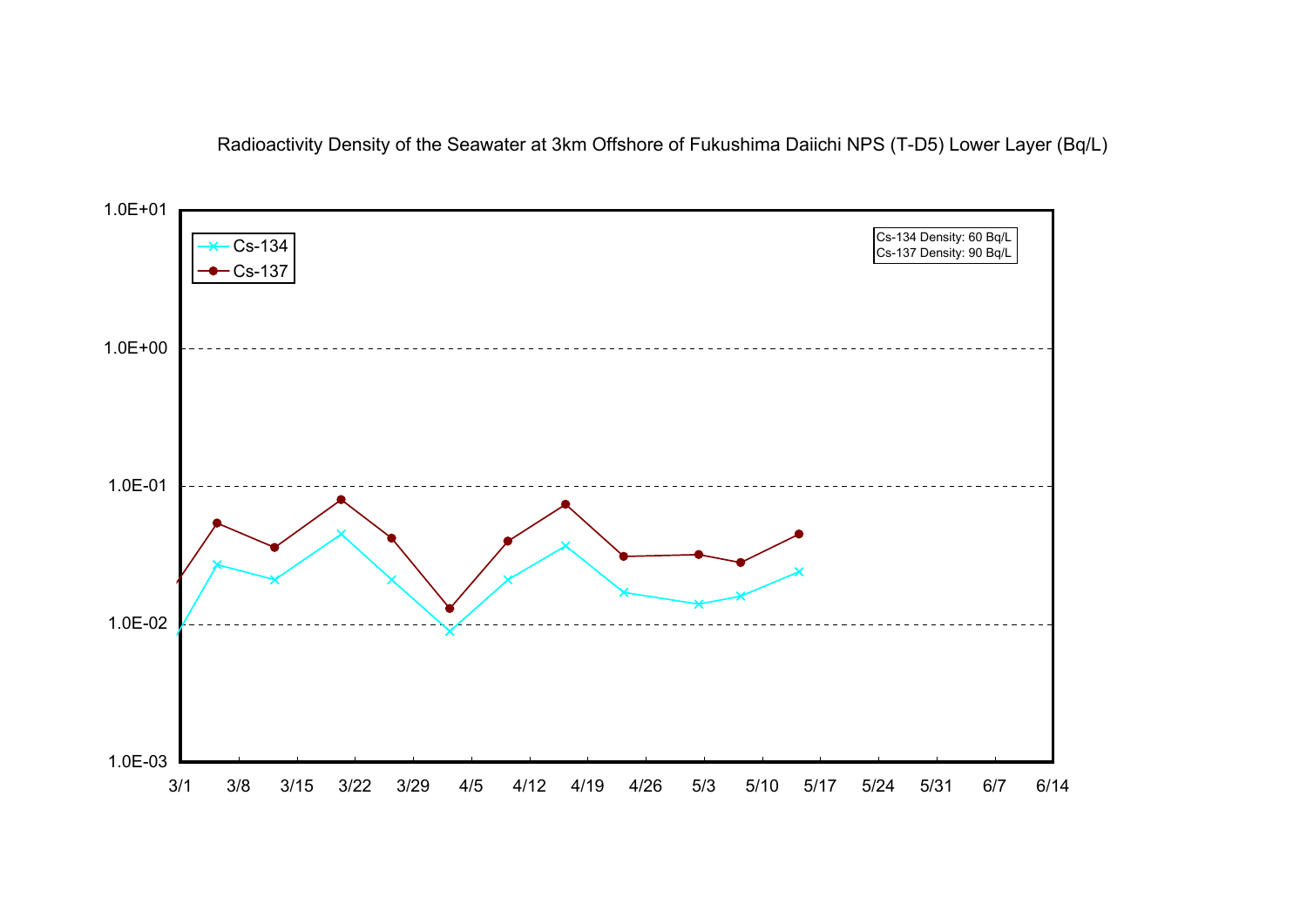Radioactivity Density of the Seawater at 3km Offshore of Fukushima Daiichi NPS (T-D5) Lower Layer (Bq/L)

Cs-134 Density: 60 Bq/L
Cs-137 Density: 90 Bq/L

Legend: Cs-134, Cs-137

Y-axis: 1.0E-03, 1.0E-02, 1.0E-01, 1.0E+00, 1.0E+01

X-axis: 3/1, 3/8, 3/15, 3/22, 3/29, 4/5, 4/12, 4/19, 4/26, 5/3, 5/10, 5/17, 5/24, 5/31, 6/7, 6/14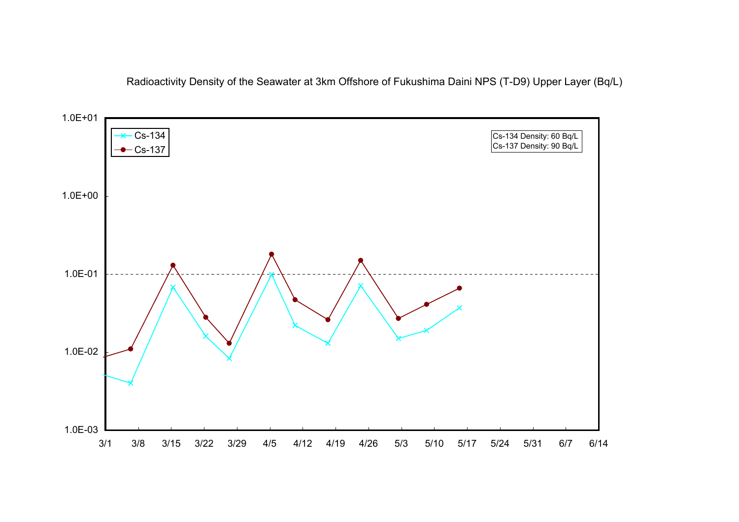Radioactivity Density of the Seawater at 3km Offshore of Fukushima Daini NPS (T-D9) Upper Layer (Bq/L)

Cs-134
Cs-137

Cs-134 Density: 60 Bq/L
Cs-137 Density: 90 Bq/L

1.0E+01
1.0E+00
1.0E-01
1.0E-02
1.0E-03

3/1 3/8 3/15 3/22 3/29 4/5 4/12 4/19 4/26 5/3 5/10 5/17 5/24 5/31 6/7 6/14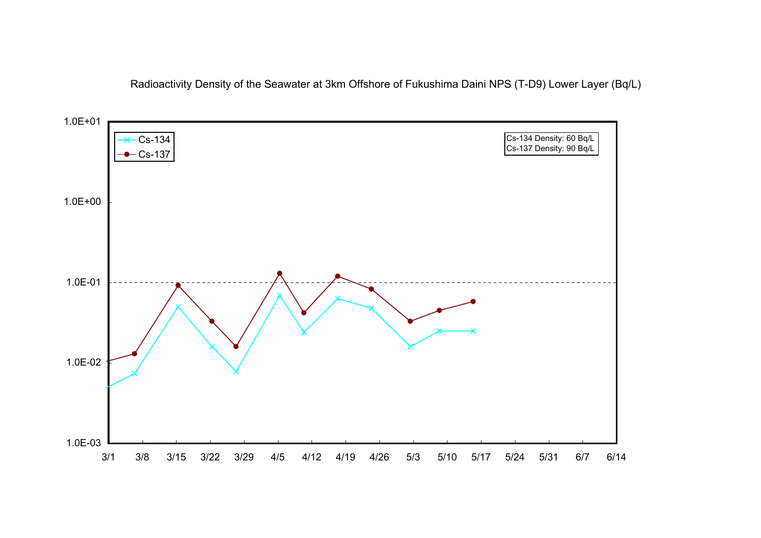Radioactivity Density of the Seawater at 3km Offshore of Fukushima Daini NPS (T-D9) Lower Layer (Bq/L)

Cs-134 Density: 60 Bq/L
Cs-137 Density: 90 Bq/L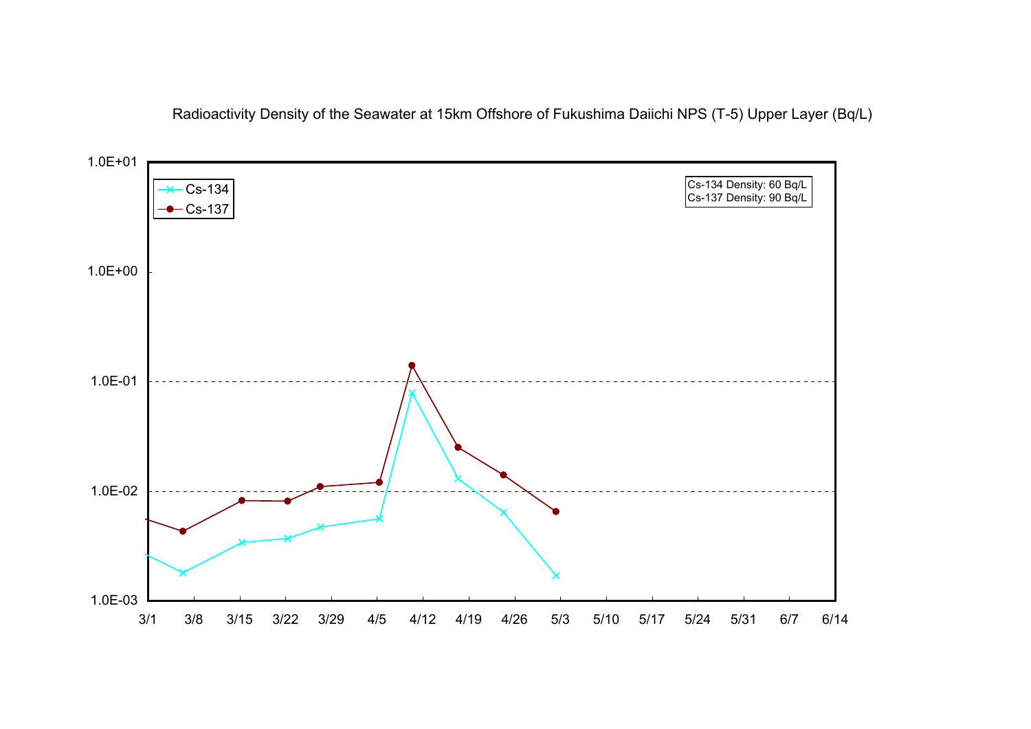Radioactivity Density of the Seawater at 15km Offshore of Fukushima Daiichi NPS (T-5) Upper Layer (Bq/L)

Cs-134 Density: 60 Bq/L
Cs-137 Density: 90 Bq/L

Legend: Cs-134, Cs-137

Y-axis: 1.0E-03, 1.0E-02, 1.0E-01, 1.0E+00, 1.0E+01

X-axis: 3/1, 3/8, 3/15, 3/22, 3/29, 4/5, 4/12, 4/19, 4/26, 5/3, 5/10, 5/17, 5/24, 5/31, 6/7, 6/14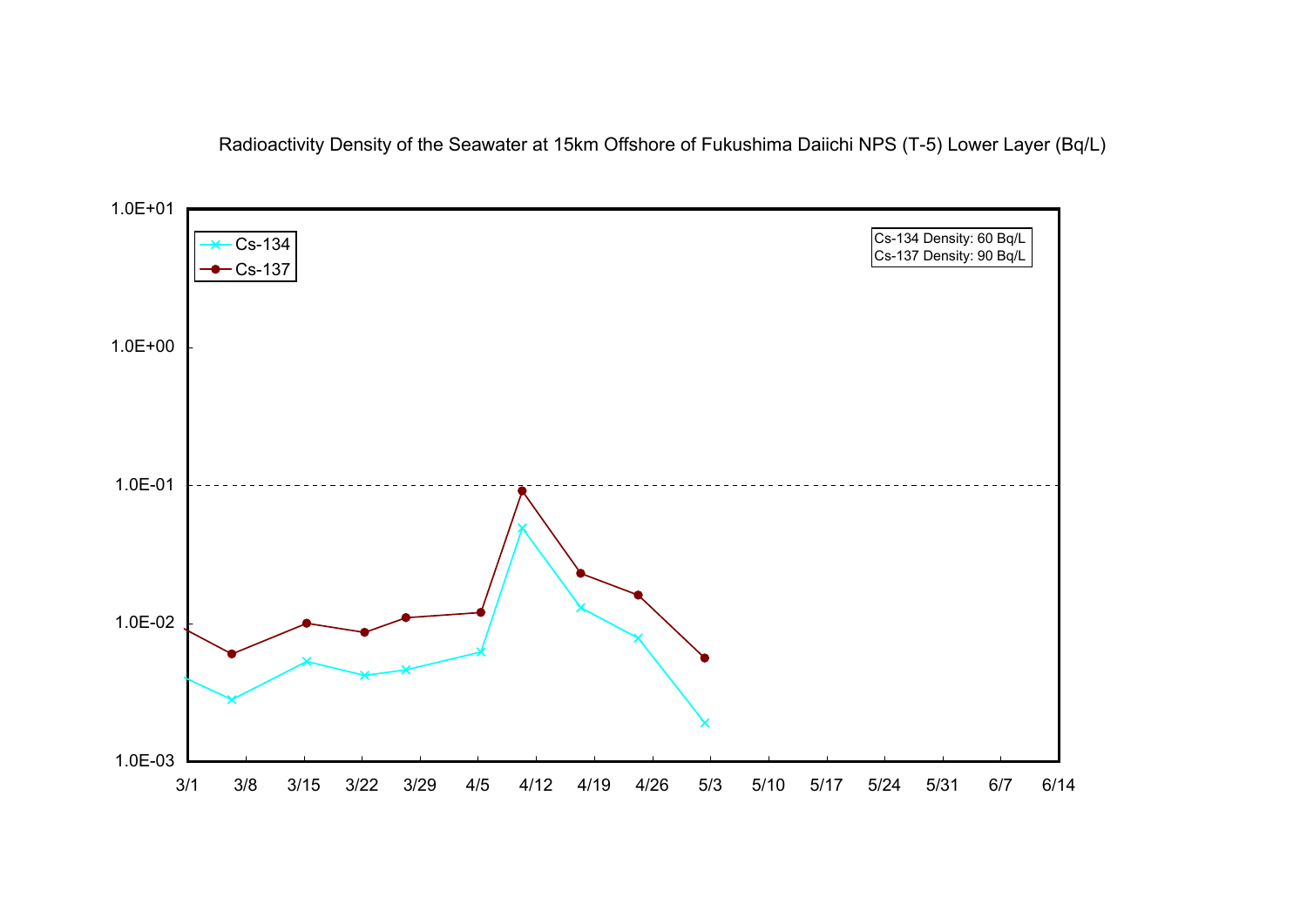Radioactivity Density of the Seawater at 15km Offshore of Fukushima Daiichi NPS (T-5) Lower Layer (Bq/L)

Cs-134 Density: 60 Bq/L
Cs-137 Density: 90 Bq/L

Legend: Cs-134, Cs-137

Y-axis: 1.0E+01, 1.0E+00, 1.0E-01, 1.0E-02, 1.0E-03

X-axis: 3/1, 3/8, 3/15, 3/22, 3/29, 4/5, 4/12, 4/19, 4/26, 5/3, 5/10, 5/17, 5/24, 5/31, 6/7, 6/14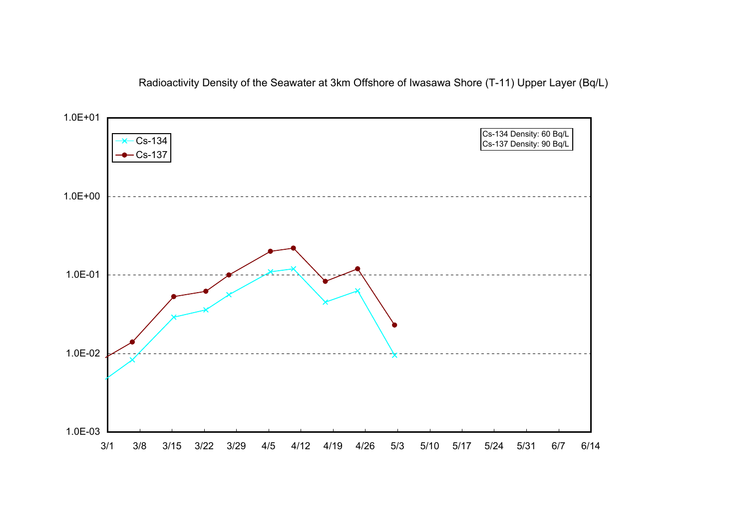Radioactivity Density of the Seawater at 3km Offshore of Iwasawa Shore (T-11) Upper Layer (Bq/L)

Cs-134 Density: 60 Bq/L
Cs-137 Density: 90 Bq/L

Legend: Cs-134, Cs-137

Y-axis: 1.0E-03, 1.0E-02, 1.0E-01, 1.0E+00, 1.0E+01

X-axis: 3/1, 3/8, 3/15, 3/22, 3/29, 4/5, 4/12, 4/19, 4/26, 5/3, 5/10, 5/17, 5/24, 5/31, 6/7, 6/14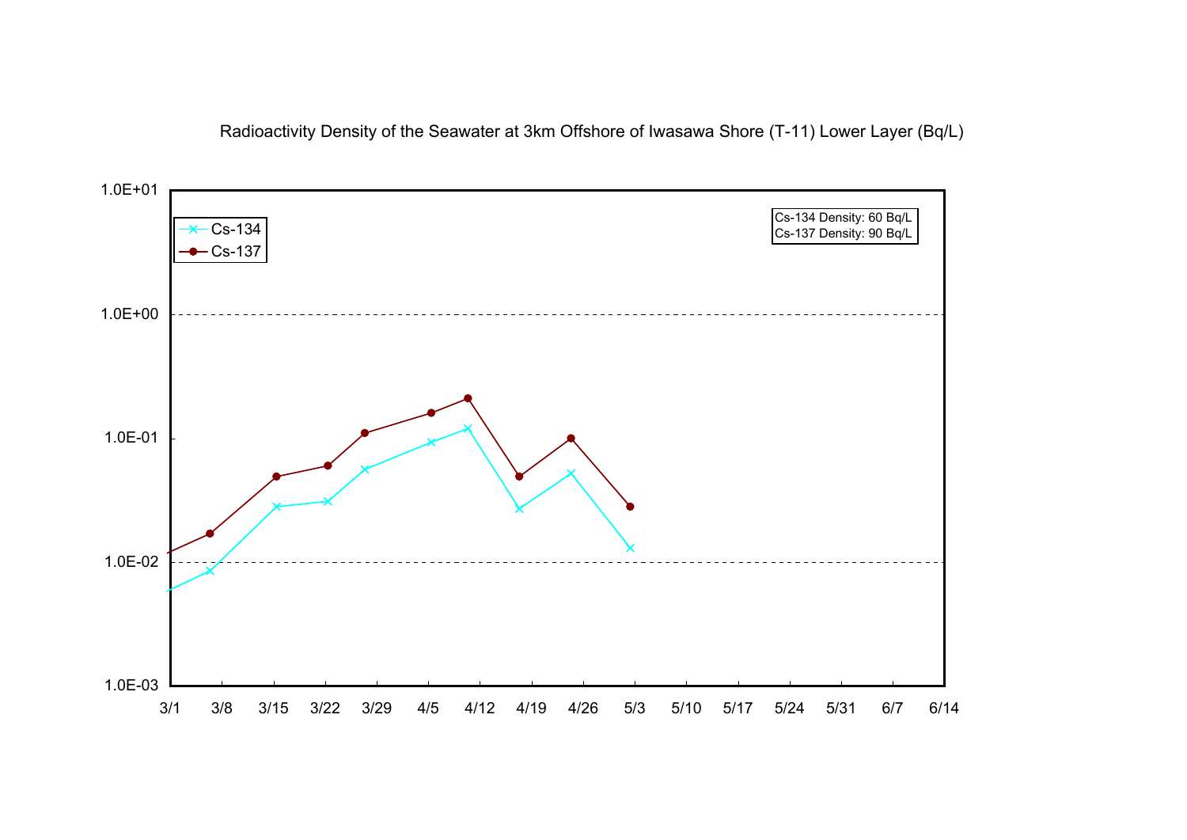Radioactivity Density of the Seawater at 3km Offshore of Iwasawa Shore (T-11) Lower Layer (Bq/L)

1.0E+01
1.0E+00
1.0E-01
1.0E-02
1.0E-03

3/1 3/8 3/15 3/22 3/29 4/5 4/12 4/19 4/26 5/3 5/10 5/17 5/24 5/31 6/7 6/14

Cs-134
Cs-137

Cs-134 Density: 60 Bq/L
Cs-137 Density: 90 Bq/L